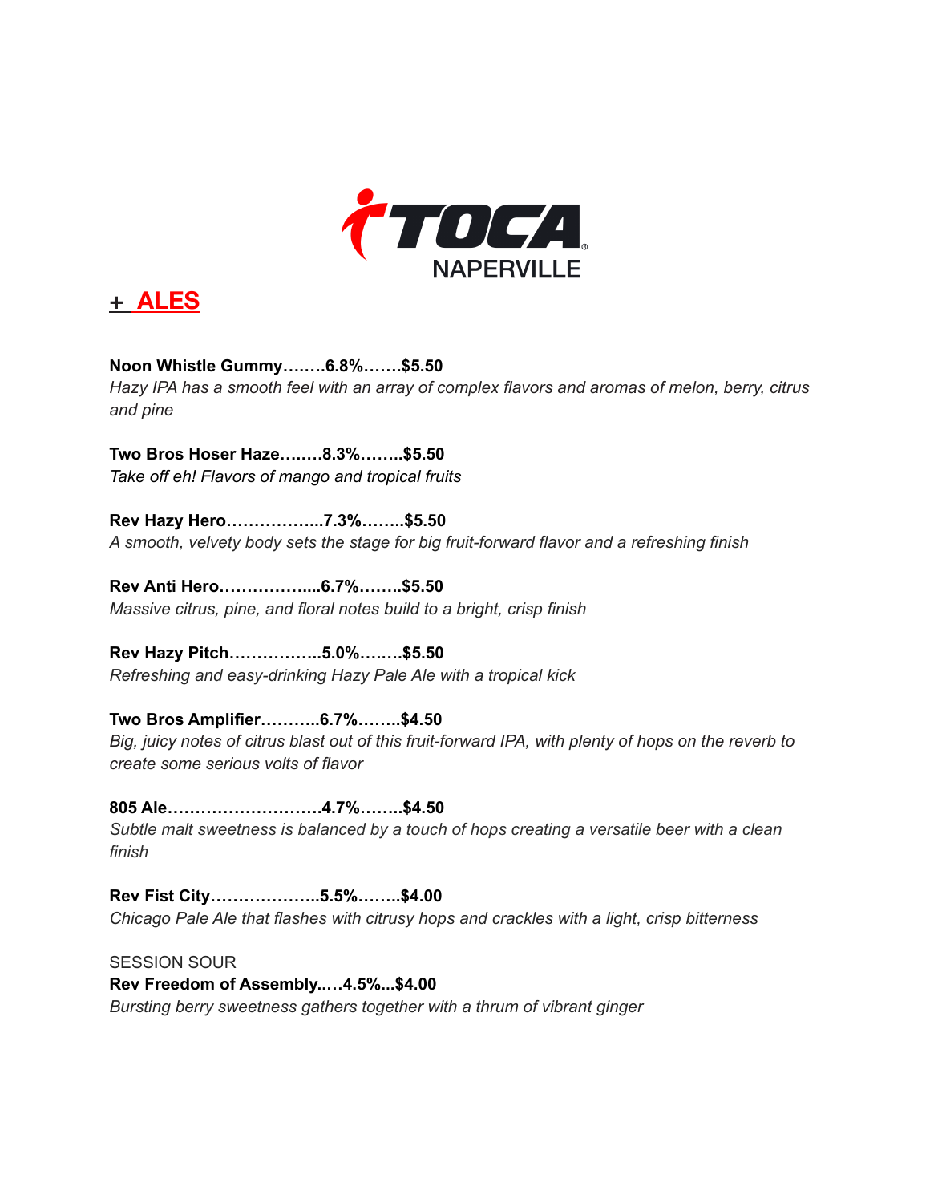TOCA NAPERVILLE

## + ALES

**Noon Whistle Gummy……..6.8%…….$5.50**
*Hazy IPA has a smooth feel with an array of complex flavors and aromas of melon, berry, citrus and pine*

**Two Bros Hoser Haze….…8.3%……..$5.50**
*Take off eh! Flavors of mango and tropical fruits*

**Rev Hazy Hero……………...7.3%……..$5.50**
*A smooth, velvety body sets the stage for big fruit-forward flavor and a refreshing finish*

**Rev Anti Hero……………....6.7%……..$5.50**
*Massive citrus, pine, and floral notes build to a bright, crisp finish*

**Rev Hazy Pitch……………..5.0%……..$5.50**
*Refreshing and easy-drinking Hazy Pale Ale with a tropical kick*

**Two Bros Amplifier………..6.7%……..$4.50**
*Big, juicy notes of citrus blast out of this fruit-forward IPA, with plenty of hops on the reverb to create some serious volts of flavor*

**805 Ale……………………….4.7%……..$4.50**
*Subtle malt sweetness is balanced by a touch of hops creating a versatile beer with a clean finish*

**Rev Fist City………………..5.5%……..$4.00**
*Chicago Pale Ale that flashes with citrusy hops and crackles with a light, crisp bitterness*

SESSION SOUR
**Rev Freedom of Assembly..…4.5%...$4.00**
*Bursting berry sweetness gathers together with a thrum of vibrant ginger*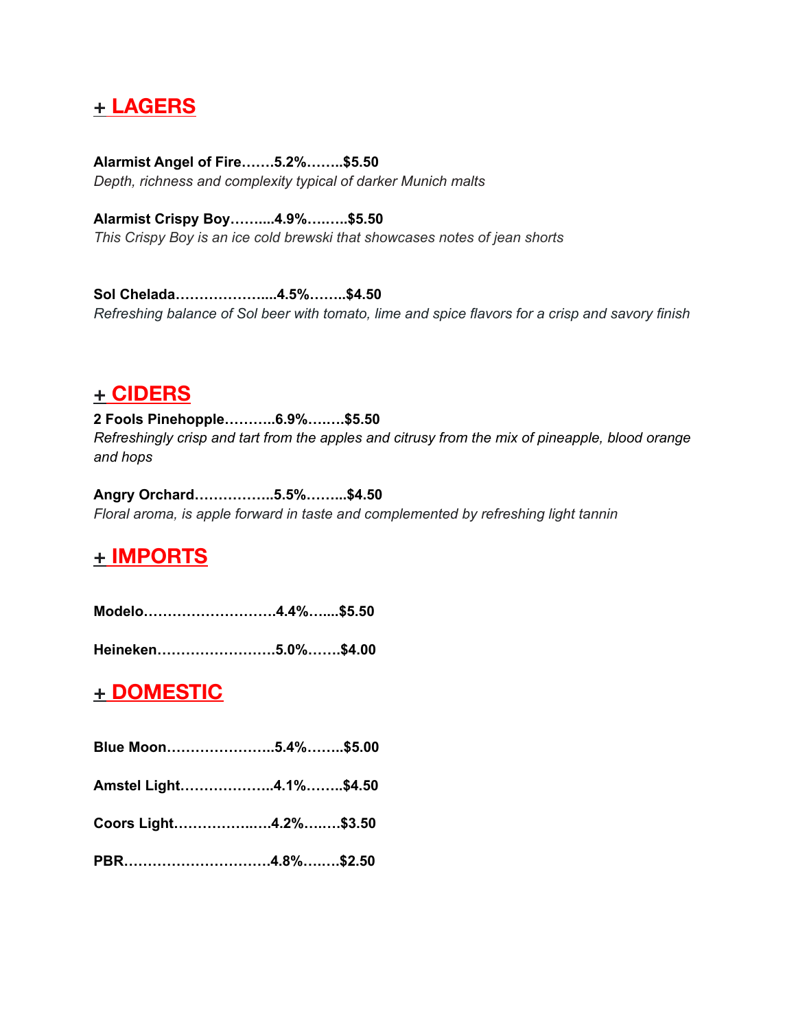## + LAGERS

**Alarmist Angel of Fire…….5.2%……..$5.50**
*Depth, richness and complexity typical of darker Munich malts*

**Alarmist Crispy Boy……...4.9%……..$5.50**
*This Crispy Boy is an ice cold brewski that showcases notes of jean shorts*

**Sol Chelada………………...4.5%……..$4.50**
*Refreshing balance of Sol beer with tomato, lime and spice flavors for a crisp and savory finish*

## + CIDERS

**2 Fools Pinehopple………..6.9%……..$5.50**
*Refreshingly crisp and tart from the apples and citrusy from the mix of pineapple, blood orange and hops*

**Angry Orchard……………..5.5%……...$4.50**
*Floral aroma, is apple forward in taste and complemented by refreshing light tannin*

## + IMPORTS

**Modelo……………………….4.4%…....$5.50**

**Heineken…………………….5.0%…….$4.00**

## + DOMESTIC

**Blue Moon…………………..5.4%……..$5.00**

**Amstel Light………………..4.1%……..$4.50**

**Coors Light……………..…4.2%….….$3.50**

**PBR………………………….4.8%….….$2.50**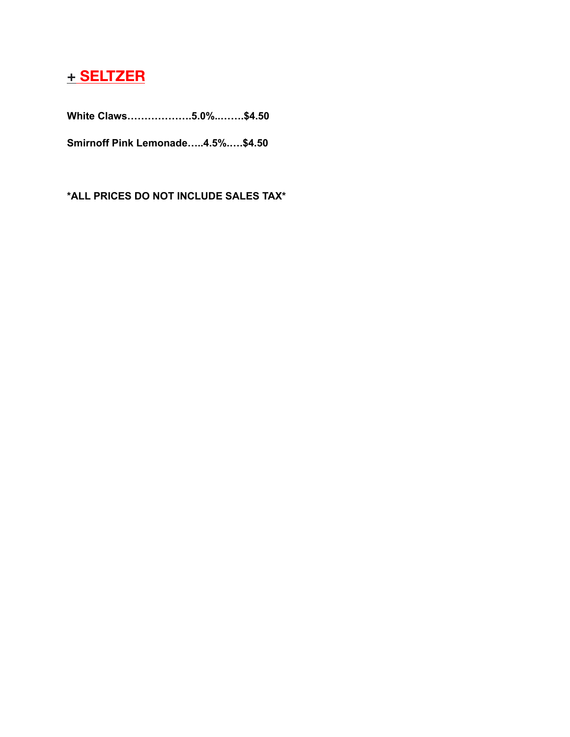## + SELTZER

**White Claws……………….5.0%..…….$4.50**

**Smirnoff Pink Lemonade…..4.5%.….$4.50**

**\*ALL PRICES DO NOT INCLUDE SALES TAX\***